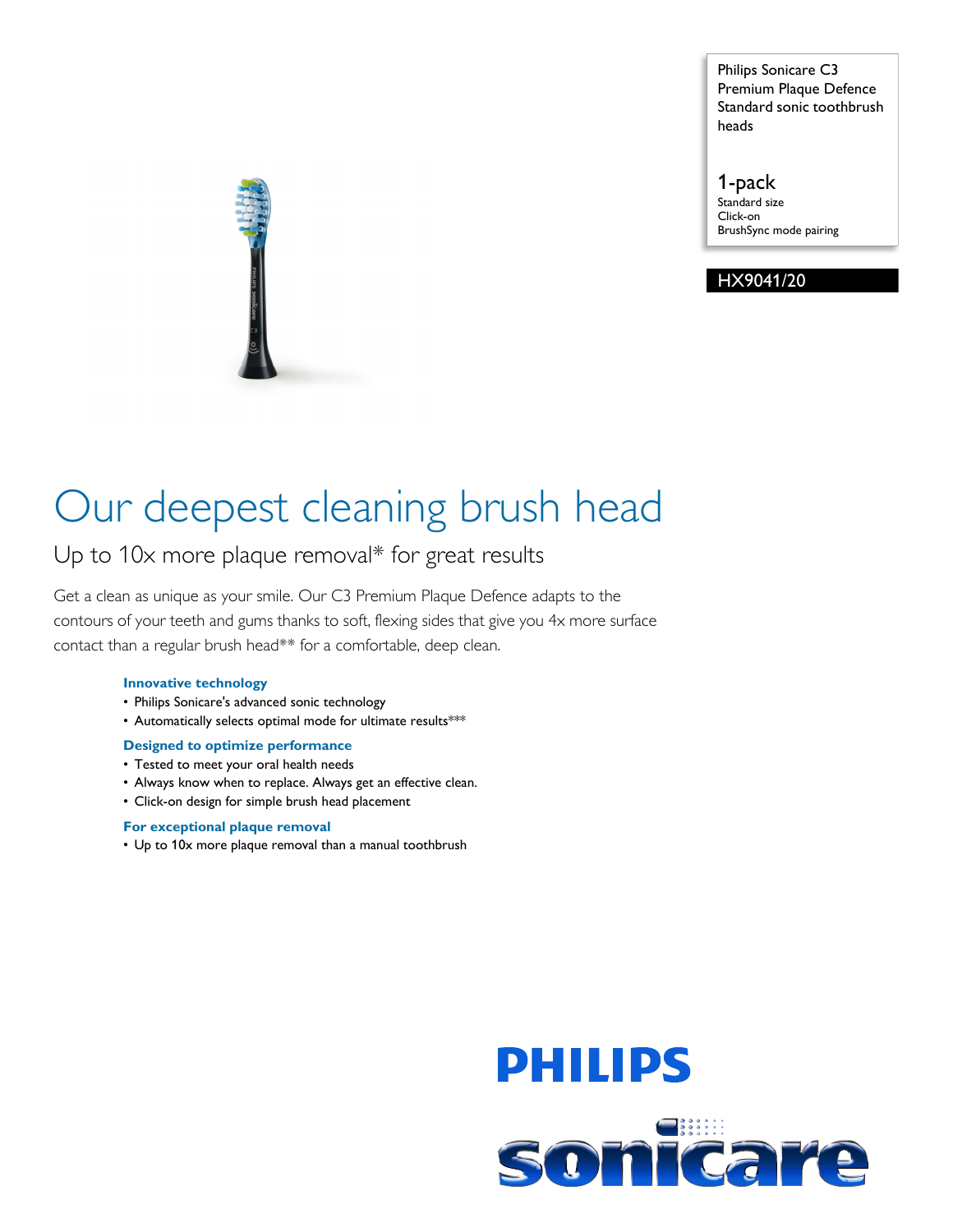Philips Sonicare C3 Premium Plaque Defence Standard sonic toothbrush heads

1-pack
Standard size
Click-on
BrushSync mode pairing

HX9041/20

# Our deepest cleaning brush head

## Up to 10x more plaque removal* for great results

Get a clean as unique as your smile. Our C3 Premium Plaque Defence adapts to the contours of your teeth and gums thanks to soft, flexing sides that give you 4x more surface contact than a regular brush head** for a comfortable, deep clean.

### Innovative technology

- Philips Sonicare's advanced sonic technology
- Automatically selects optimal mode for ultimate results***

### Designed to optimize performance

- Tested to meet your oral health needs
- Always know when to replace. Always get an effective clean.
- Click-on design for simple brush head placement

### For exceptional plaque removal

- Up to 10x more plaque removal than a manual toothbrush

PHILIPS

sonicare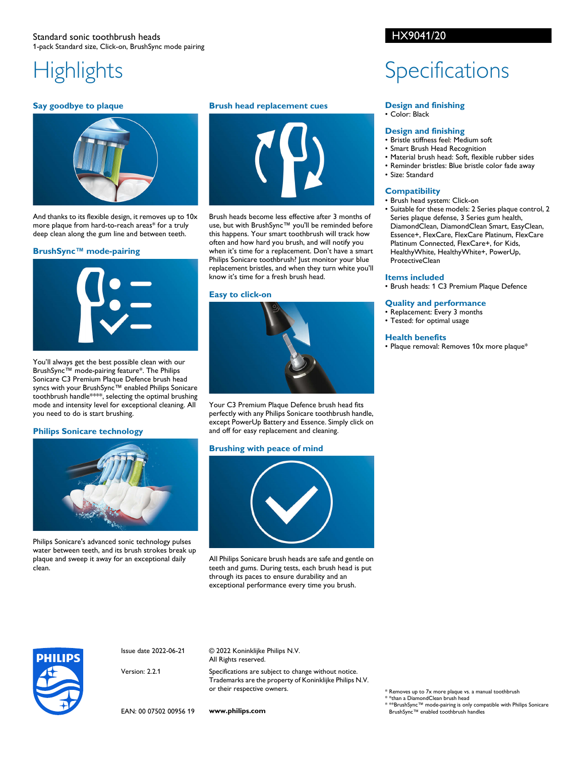Standard sonic toothbrush heads
1-pack Standard size, Click-on, BrushSync mode pairing

HX9041/20

# Highlights

### Say goodbye to plaque

And thanks to its flexible design, it removes up to 10x more plaque from hard-to-reach areas* for a truly deep clean along the gum line and between teeth.

### BrushSync™ mode-pairing

You'll always get the best possible clean with our BrushSync™ mode-pairing feature*. The Philips Sonicare C3 Premium Plaque Defence brush head syncs with your BrushSync™ enabled Philips Sonicare toothbrush handle****, selecting the optimal brushing mode and intensity level for exceptional cleaning. All you need to do is start brushing.

### Philips Sonicare technology

Philips Sonicare's advanced sonic technology pulses water between teeth, and its brush strokes break up plaque and sweep it away for an exceptional daily clean.

### Brush head replacement cues

Brush heads become less effective after 3 months of use, but with BrushSync™ you'll be reminded before this happens. Your smart toothbrush will track how often and how hard you brush, and will notify you when it's time for a replacement. Don't have a smart Philips Sonicare toothbrush? Just monitor your blue replacement bristles, and when they turn white you'll know it's time for a fresh brush head.

### Easy to click-on

Your C3 Premium Plaque Defence brush head fits perfectly with any Philips Sonicare toothbrush handle, except PowerUp Battery and Essence. Simply click on and off for easy replacement and cleaning.

### Brushing with peace of mind

All Philips Sonicare brush heads are safe and gentle on teeth and gums. During tests, each brush head is put through its paces to ensure durability and an exceptional performance every time you brush.

# Specifications

### Design and finishing
- Color: Black

### Design and finishing
- Bristle stiffness feel: Medium soft
- Smart Brush Head Recognition
- Material brush head: Soft, flexible rubber sides
- Reminder bristles: Blue bristle color fade away
- Size: Standard

### Compatibility
- Brush head system: Click-on
- Suitable for these models: 2 Series plaque control, 2 Series plaque defense, 3 Series gum health, DiamondClean, DiamondClean Smart, EasyClean, Essence+, FlexCare, FlexCare Platinum, FlexCare Platinum Connected, FlexCare+, for Kids, HealthyWhite, HealthyWhite+, PowerUp, ProtectiveClean

### Items included
- Brush heads: 1 C3 Premium Plaque Defence

### Quality and performance
- Replacement: Every 3 months
- Tested: for optimal usage

### Health benefits
- Plaque removal: Removes 10x more plaque*

Issue date 2022-06-21

Version: 2.2.1

EAN: 00 07502 00956 19

© 2022 Koninklijke Philips N.V.
All Rights reserved.

Specifications are subject to change without notice. Trademarks are the property of Koninklijke Philips N.V. or their respective owners.

www.philips.com

* Removes up to 7x more plaque vs. a manual toothbrush
* *than a DiamondClean brush head
* **BrushSync™ mode-pairing is only compatible with Philips Sonicare BrushSync™ enabled toothbrush handles